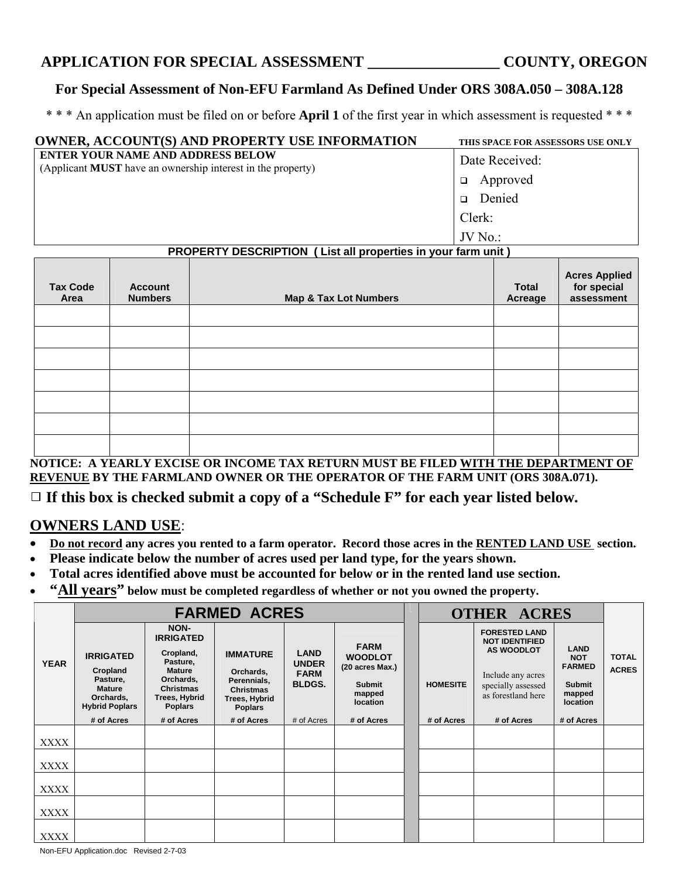# APPLICATION FOR SPECIAL ASSESSMENT _________________ COUNTY, OREGON

## For Special Assessment of Non-EFU Farmland As Defined Under ORS 308A.050 – 308A.128

\* \* \* An application must be filed on or before **April 1** of the first year in which assessment is requested \* \* \*

### OWNER, ACCOUNT(S) AND PROPERTY USE INFORMATION

| **ENTER YOUR NAME AND ADDRESS BELOW** (Applicant **MUST** have an ownership interest in the property) | **THIS SPACE FOR ASSESSORS USE ONLY** Date Received: ❑ Approved ❑ Denied Clerk: JV No.: |
|---|---|
| | |

**PROPERTY DESCRIPTION ( List all properties in your farm unit )**

| Tax Code Area | Account Numbers | Map & Tax Lot Numbers | Total Acreage | Acres Applied for special assessment |
|---|---|---|---|---|
| | | | | |
| | | | | |
| | | | | |
| | | | | |
| | | | | |
| | | | | |
| | | | | |

**NOTICE: A YEARLY EXCISE OR INCOME TAX RETURN MUST BE FILED WITH THE DEPARTMENT OF REVENUE BY THE FARMLAND OWNER OR THE OPERATOR OF THE FARM UNIT (ORS 308A.071).**

☐ **If this box is checked submit a copy of a "Schedule F" for each year listed below.**

## OWNERS LAND USE:

- **Do not record any acres you rented to a farm operator. Record those acres in the RENTED LAND USE section.**
- **Please indicate below the number of acres used per land type, for the years shown.**
- **Total acres identified above must be accounted for below or in the rented land use section.**
- **"All years" below must be completed regardless of whether or not you owned the property.**

| YEAR | FARMED ACRES | | | | | OTHER ACRES | | | TOTAL ACRES |
|---|---|---|---|---|---|---|---|---|---|
| | IRRIGATED Cropland Pasture, Mature Orchards, Hybrid Poplars # of Acres | NON-IRRIGATED Cropland, Pasture, Mature Orchards, Christmas Trees, Hybrid Poplars # of Acres | IMMATURE Orchards, Perennials, Christmas Trees, Hybrid Poplars # of Acres | LAND UNDER FARM BLDGS. # of Acres | FARM WOODLOT (20 acres Max.) Submit mapped location # of Acres | HOMESITE # of Acres | FORESTED LAND NOT IDENTIFIED AS WOODLOT Include any acres specially assessed as forestland here # of Acres | LAND NOT FARMED Submit mapped location # of Acres | |
| XXXX | | | | | | | | | |
| XXXX | | | | | | | | | |
| XXXX | | | | | | | | | |
| XXXX | | | | | | | | | |
| XXXX | | | | | | | | | |

Non-EFU Application.doc Revised 2-7-03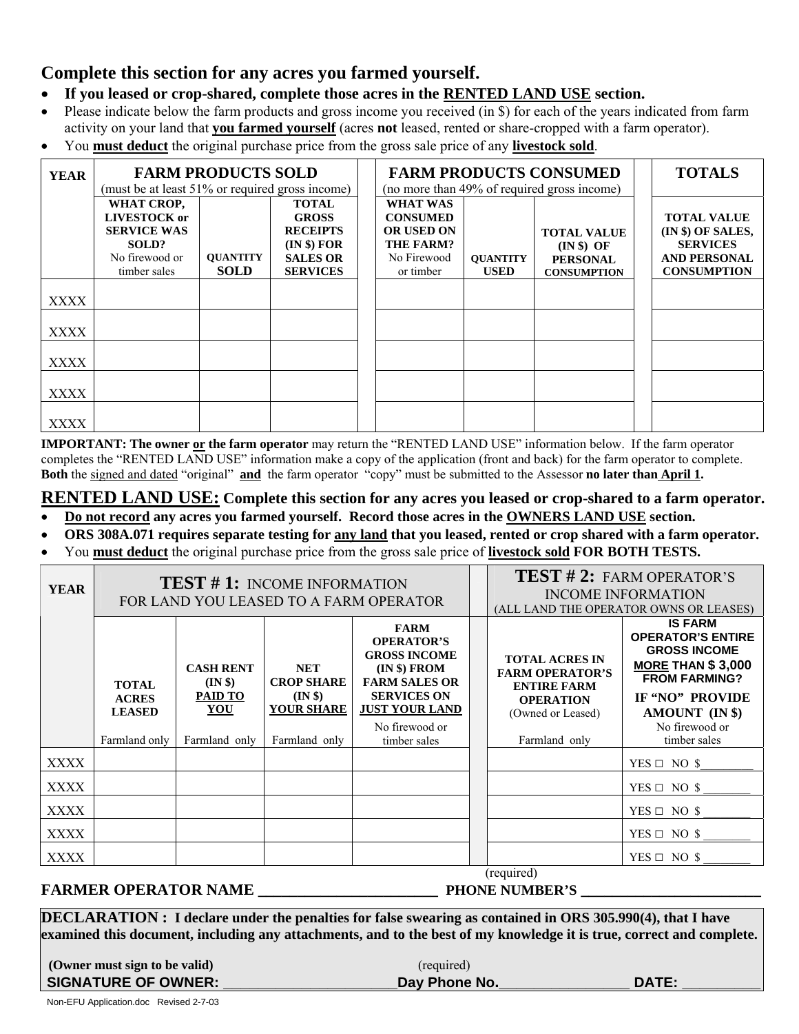## Complete this section for any acres you farmed yourself.

- **If you leased or crop-shared, complete those acres in the <u>RENTED LAND USE</u> section.**
- Please indicate below the farm products and gross income you received (in $) for each of the years indicated from farm activity on your land that **<u>you farmed yourself</u>** (acres **not** leased, rented or share-cropped with a farm operator).
- You **<u>must deduct</u>** the original purchase price from the gross sale price of any **<u>livestock sold</u>**.

| YEAR | FARM PRODUCTS SOLD (must be at least 51% or required gross income) | | | | FARM PRODUCTS CONSUMED (no more than 49% of required gross income) | | | | TOTALS |
|---|---|---|---|---|---|---|---|---|---|
| | WHAT CROP, LIVESTOCK or SERVICE WAS SOLD? No firewood or timber sales | QUANTITY SOLD | TOTAL GROSS RECEIPTS (IN $) FOR SALES OR SERVICES | | WHAT WAS CONSUMED OR USED ON THE FARM? No Firewood or timber | QUANTITY USED | TOTAL VALUE (IN $) OF PERSONAL CONSUMPTION | | TOTAL VALUE (IN $) OF SALES, SERVICES AND PERSONAL CONSUMPTION |
| XXXX | | | | | | | | | |
| XXXX | | | | | | | | | |
| XXXX | | | | | | | | | |
| XXXX | | | | | | | | | |
| XXXX | | | | | | | | | |

**IMPORTANT: The owner <u>or</u> the farm operator** may return the "RENTED LAND USE" information below. If the farm operator completes the "RENTED LAND USE" information make a copy of the application (front and back) for the farm operator to complete. **Both** the <u>signed and dated</u> "original" **<u>and</u>** the farm operator "copy" must be submitted to the Assessor **no later than <u>April 1</u>.**

## <u>RENTED LAND USE:</u> Complete this section for any acres you leased or crop-shared to a farm operator.

- **<u>Do not record</u> any acres you farmed yourself. Record those acres in the <u>OWNERS LAND USE</u> section.**
- **ORS 308A.071 requires separate testing for <u>any land</u> that you leased, rented or crop shared with a farm operator.**
- You **<u>must deduct</u>** the original purchase price from the gross sale price of **<u>livestock sold</u> FOR BOTH TESTS.**

| YEAR | TEST # 1: INCOME INFORMATION FOR LAND YOU LEASED TO A FARM OPERATOR | | | | | TEST # 2: FARM OPERATOR'S INCOME INFORMATION (ALL LAND THE OPERATOR OWNS OR LEASES) | |
|---|---|---|---|---|---|---|---|
| | TOTAL ACRES LEASED Farmland only | CASH RENT (IN $) <u>PAID TO YOU</u> Farmland only | NET CROP SHARE (IN $) <u>YOUR SHARE</u> Farmland only | FARM OPERATOR'S GROSS INCOME (IN $) FROM FARM SALES OR SERVICES ON <u>JUST YOUR LAND</u> No firewood or timber sales | | TOTAL ACRES IN FARM OPERATOR'S ENTIRE FARM OPERATION (Owned or Leased) Farmland only | IS FARM OPERATOR'S ENTIRE GROSS INCOME <u>MORE</u> THAN $ 3,000 FROM FARMING? IF "NO" PROVIDE AMOUNT (IN $) No firewood or timber sales |
| XXXX | | | | | | | YES ☐ NO $\_\_\_\_\_\_\_\_ |
| XXXX | | | | | | | YES ☐ NO $ \_\_\_\_\_\_\_\_ |
| XXXX | | | | | | | YES ☐ NO $ \_\_\_\_\_\_\_\_ |
| XXXX | | | | | | | YES ☐ NO $ \_\_\_\_\_\_\_\_ |
| XXXX | | | | | | | YES ☐ NO $ \_\_\_\_\_\_\_\_ |

**FARMER OPERATOR NAME** \_\_\_\_\_\_\_\_\_\_\_\_\_\_\_\_\_\_\_\_\_\_\_\_ **PHONE NUMBER'S** (required) \_\_\_\_\_\_\_\_\_\_\_\_\_\_\_\_\_\_\_\_\_\_\_\_

**DECLARATION : I declare under the penalties for false swearing as contained in ORS 305.990(4), that I have examined this document, including any attachments, and to the best of my knowledge it is true, correct and complete.**

**(Owner must sign to be valid)**
**SIGNATURE OF OWNER:** \_\_\_\_\_\_\_\_\_\_\_\_\_\_\_\_\_\_\_\_\_\_ **Day Phone No.** (required) \_\_\_\_\_\_\_\_\_\_\_\_\_\_\_\_\_ **DATE:** \_\_\_\_\_\_\_\_\_\_

Non-EFU Application.doc Revised 2-7-03